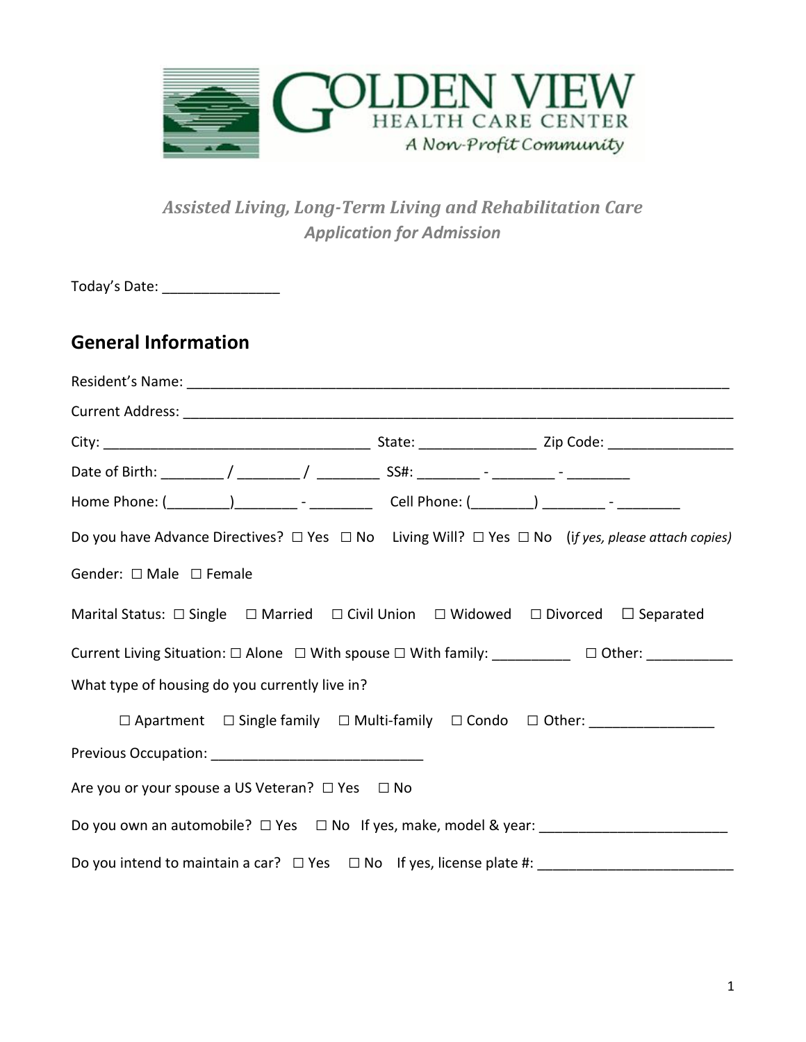GOLDEN VIEW
HEALTH CARE CENTER
*A Non-Profit Community*

*Assisted Living, Long-Term Living and Rehabilitation Care*
*Application for Admission*

Today's Date: _______________

## General Information

Resident's Name: ______________________________________________________________________

Current Address: ______________________________________________________________________

City: __________________________________ State: _______________ Zip Code: ________________

Date of Birth: ________ / ________ / ________ SS#: ________ - ________ - ________

Home Phone: (________)________ - ________ Cell Phone: (________) ________ - ________

Do you have Advance Directives? ☐ Yes ☐ No Living Will? ☐ Yes ☐ No (*if yes, please attach copies)*

Gender: ☐ Male ☐ Female

Marital Status: ☐ Single ☐ Married ☐ Civil Union ☐ Widowed ☐ Divorced ☐ Separated

Current Living Situation: ☐ Alone ☐ With spouse ☐ With family: __________ ☐ Other: ___________

What type of housing do you currently live in?

☐ Apartment ☐ Single family ☐ Multi-family ☐ Condo ☐ Other: ________________

Previous Occupation: ____________________________

Are you or your spouse a US Veteran? ☐ Yes ☐ No

Do you own an automobile? ☐ Yes ☐ No If yes, make, model & year: ________________________

Do you intend to maintain a car? ☐ Yes ☐ No If yes, license plate #: _________________________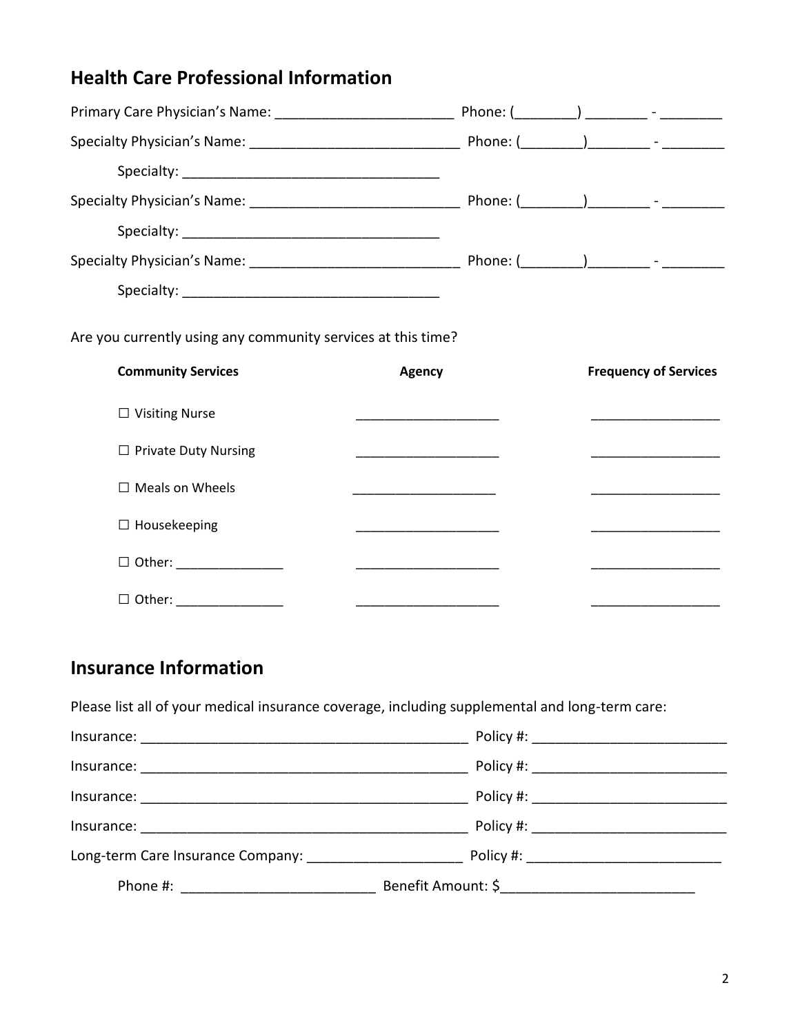## Health Care Professional Information

Primary Care Physician's Name: _______________________ Phone: (________) ________ - ________

Specialty Physician's Name: ___________________________ Phone: (________)________ - ________

Specialty: _________________________________

Specialty Physician's Name: ___________________________ Phone: (________)________ - ________

Specialty: _________________________________

Specialty Physician's Name: ___________________________ Phone: (________)________ - ________

Specialty: _________________________________

Are you currently using any community services at this time?

| **Community Services** | **Agency** | **Frequency of Services** |
|---|---|---|
| ☐ Visiting Nurse | ___________________ | _________________ |
| ☐ Private Duty Nursing | ___________________ | _________________ |
| ☐ Meals on Wheels | ___________________ | _________________ |
| ☐ Housekeeping | ___________________ | _________________ |
| ☐ Other: ______________ | ___________________ | _________________ |
| ☐ Other: ______________ | ___________________ | _________________ |

## Insurance Information

Please list all of your medical insurance coverage, including supplemental and long-term care:

Insurance: ___________________________________________ Policy #: _________________________

Insurance: ___________________________________________ Policy #: _________________________

Insurance: ___________________________________________ Policy #: _________________________

Insurance: ___________________________________________ Policy #: _________________________

Long-term Care Insurance Company: ____________________ Policy #: _________________________

Phone #: _________________________ Benefit Amount: $_________________________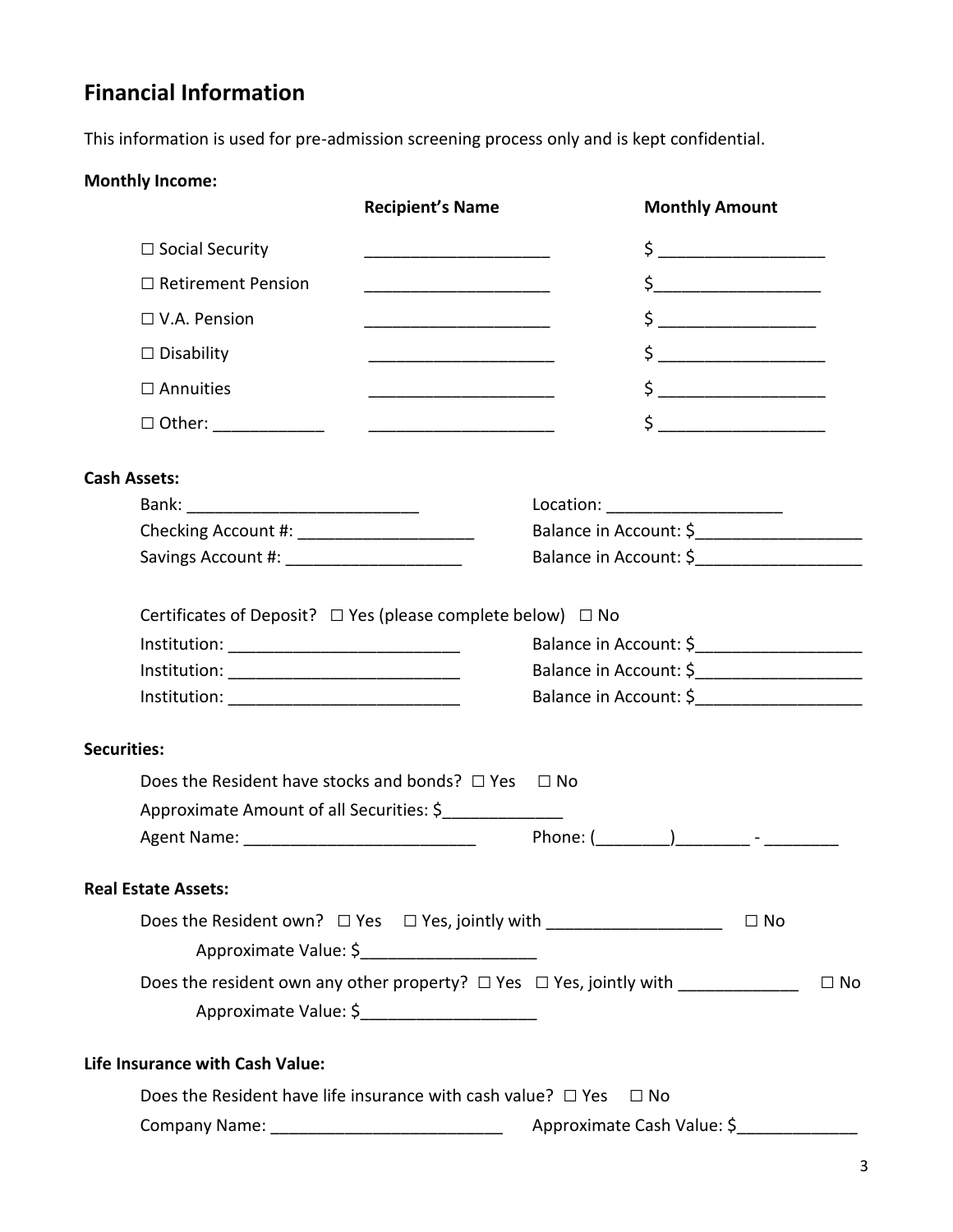## Financial Information

This information is used for pre-admission screening process only and is kept confidential.

**Monthly Income:**

| | Recipient's Name | Monthly Amount |
|---|---|---|
| ☐ Social Security | ____________________ | $ __________________ |
| ☐ Retirement Pension | ____________________ | $__________________ |
| ☐ V.A. Pension | ____________________ | $ _________________ |
| ☐ Disability | ____________________ | $ __________________ |
| ☐ Annuities | ____________________ | $ __________________ |
| ☐ Other: ____________ | ____________________ | $ __________________ |

**Cash Assets:**

Bank: _________________________ Location: ___________________

Checking Account #: ___________________ Balance in Account: $__________________

Savings Account #: ___________________ Balance in Account: $__________________

Certificates of Deposit? ☐ Yes (please complete below) ☐ No

Institution: _________________________ Balance in Account: $__________________

Institution: _________________________ Balance in Account: $__________________

Institution: _________________________ Balance in Account: $__________________

**Securities:**

Does the Resident have stocks and bonds? ☐ Yes ☐ No

Approximate Amount of all Securities: $_____________

Agent Name: _________________________ Phone: (________)________ - ________

**Real Estate Assets:**

Does the Resident own? ☐ Yes ☐ Yes, jointly with ___________________ ☐ No

Approximate Value: $___________________

Does the resident own any other property? ☐ Yes ☐ Yes, jointly with _____________ ☐ No

Approximate Value: $___________________

**Life Insurance with Cash Value:**

Does the Resident have life insurance with cash value? ☐ Yes ☐ No

Company Name: _________________________ Approximate Cash Value: $_____________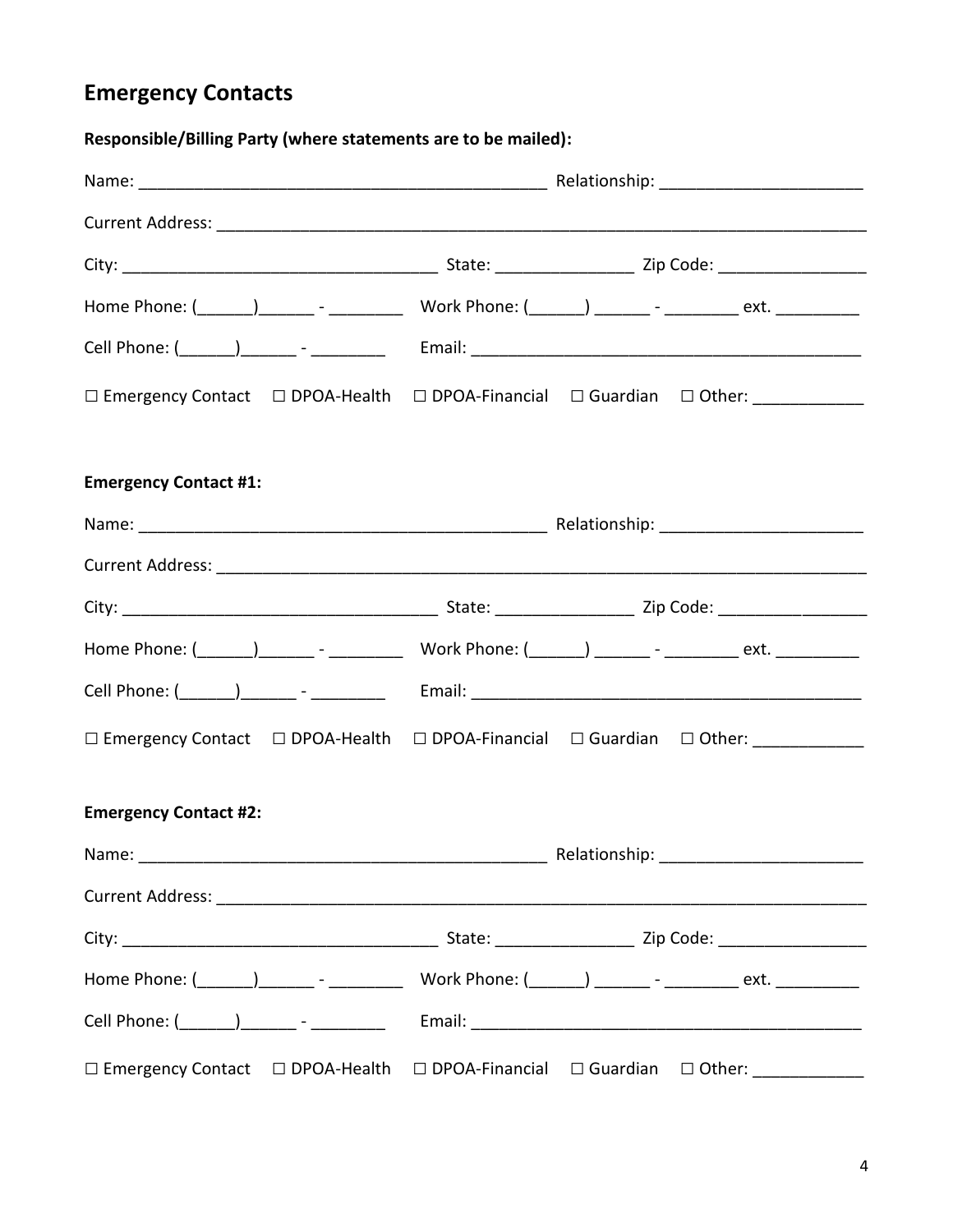## Emergency Contacts

**Responsible/Billing Party (where statements are to be mailed):**

Name: ____________________________________________ Relationship: _____________________

Current Address: ______________________________________________________________________

City: _________________________________ State: ______________ Zip Code: _______________

Home Phone: (______)______ - ________ Work Phone: (______) ______ - ________ ext. _________

Cell Phone: (______)______ - ________ Email: __________________________________________

☐ Emergency Contact ☐ DPOA-Health ☐ DPOA-Financial ☐ Guardian ☐ Other: ___________

**Emergency Contact #1:**

Name: ____________________________________________ Relationship: _____________________

Current Address: ______________________________________________________________________

City: _________________________________ State: ______________ Zip Code: _______________

Home Phone: (______)______ - ________ Work Phone: (______) ______ - ________ ext. _________

Cell Phone: (______)______ - ________ Email: __________________________________________

☐ Emergency Contact ☐ DPOA-Health ☐ DPOA-Financial ☐ Guardian ☐ Other: ___________

**Emergency Contact #2:**

Name: ____________________________________________ Relationship: _____________________

Current Address: ______________________________________________________________________

City: _________________________________ State: ______________ Zip Code: _______________

Home Phone: (______)______ - ________ Work Phone: (______) ______ - ________ ext. _________

Cell Phone: (______)______ - ________ Email: __________________________________________

☐ Emergency Contact ☐ DPOA-Health ☐ DPOA-Financial ☐ Guardian ☐ Other: ___________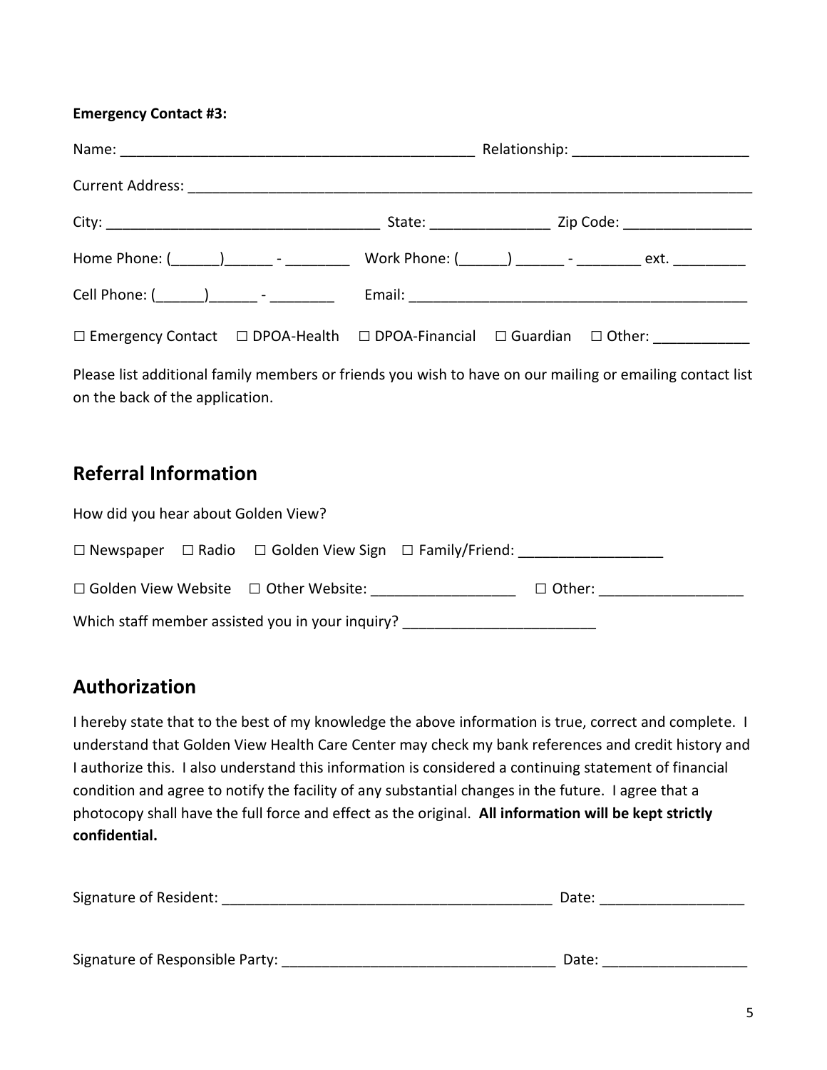**Emergency Contact #3:**

Name: ____________________________________________ Relationship: ______________________

Current Address: ___________________________________________________________________________

City: __________________________________ State: _______________ Zip Code: ________________

Home Phone: (______)______ - ________ Work Phone: (______) ______ - ________ ext. _________

Cell Phone: (______)______ - ________ Email: ___________________________________________

☐ Emergency Contact ☐ DPOA-Health ☐ DPOA-Financial ☐ Guardian ☐ Other: ____________

Please list additional family members or friends you wish to have on our mailing or emailing contact list on the back of the application.

## Referral Information

How did you hear about Golden View?

☐ Newspaper ☐ Radio ☐ Golden View Sign ☐ Family/Friend: __________________

☐ Golden View Website ☐ Other Website: __________________ ☐ Other: __________________

Which staff member assisted you in your inquiry? ________________________

## Authorization

I hereby state that to the best of my knowledge the above information is true, correct and complete. I understand that Golden View Health Care Center may check my bank references and credit history and I authorize this. I also understand this information is considered a continuing statement of financial condition and agree to notify the facility of any substantial changes in the future. I agree that a photocopy shall have the full force and effect as the original. **All information will be kept strictly confidential.**

Signature of Resident: __________________________________________ Date: __________________

Signature of Responsible Party: __________________________________ Date: __________________